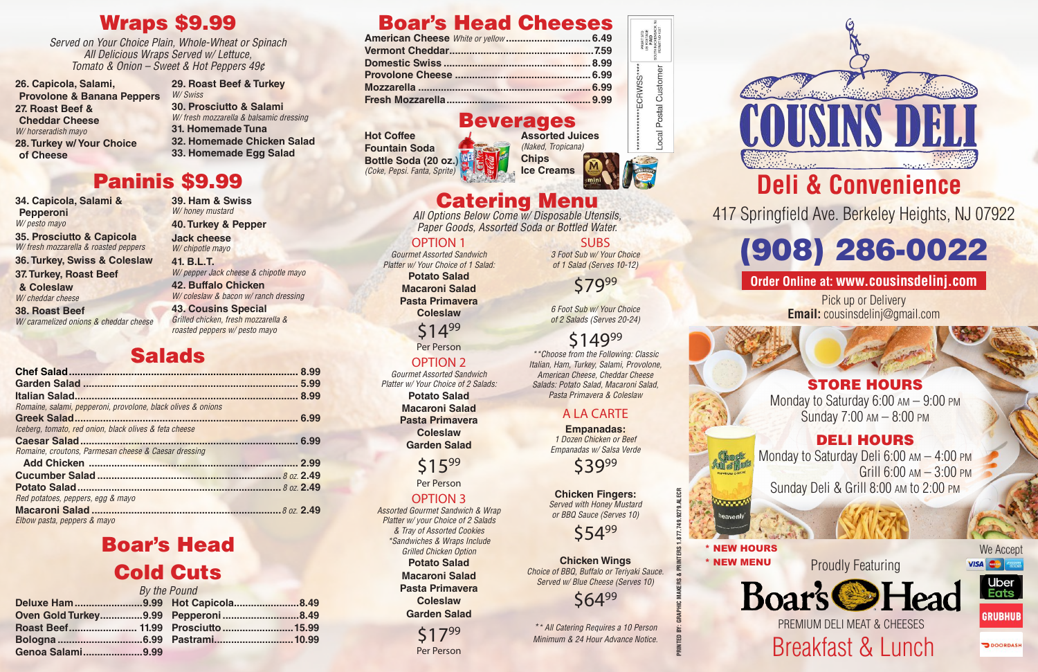# Wraps $9.99

*Served on Your Choice Plain, Whole-Wheat or Spinach*
*All Delicious Wraps Served w/ Lettuce,*
*Tomato & Onion – Sweet & Hot Peppers 49¢*

**26. Capicola, Salami, Provolone & Banana Peppers**

**27. Roast Beef & Cheddar Cheese**
*W/ horseradish mayo*

**28. Turkey w/ Your Choice of Cheese**

**29. Roast Beef & Turkey**
*W/ Swiss*

**30. Prosciutto & Salami**
*W/ fresh mozzarella & balsamic dressing*

**31. Homemade Tuna**

**32. Homemade Chicken Salad**

**33. Homemade Egg Salad**

# Paninis $9.99

**34. Capicola, Salami & Pepperoni**
*W/ pesto mayo*

**35. Prosciutto & Capicola**
*W/ fresh mozzarella & roasted peppers*

**36. Turkey, Swiss & Coleslaw**

**37. Turkey, Roast Beef & Coleslaw**
*W/ cheddar cheese*

**38. Roast Beef**
*W/ caramelized onions & cheddar cheese*

**39. Ham & Swiss**
*W/ honey mustard*

**40. Turkey & Pepper Jack cheese**
*W/ chipotle mayo*

**41. B.L.T.**
*W/ pepper Jack cheese & chipotle mayo*

**42. Buffalo Chicken**
*W/ coleslaw & bacon w/ ranch dressing*

**43. Cousins Special**
*Grilled chicken, fresh mozzarella & roasted peppers w/ pesto mayo*

# Salads

| Item | Price |
|---|---|
| **Chef Salad** | 8.99 |
| **Garden Salad** | 5.99 |
| **Italian Salad** *Romaine, salami, pepperoni, provolone, black olives & onions* | 8.99 |
| **Greek Salad** *Iceberg, tomato, red onion, black olives & feta cheese* | 6.99 |
| **Caesar Salad** *Romaine, croutons, Parmesan cheese & Caesar dressing* | 6.99 |
| **Add Chicken** | 2.99 |
| **Cucumber Salad** | 8 oz. 2.49 |
| **Potato Salad** *Red potatoes, peppers, egg & mayo* | 8 oz. 2.49 |
| **Macaroni Salad** *Elbow pasta, peppers & mayo* | 8 oz. 2.49 |

# Boar's Head Cold Cuts

*By the Pound*

| Item | Price |
|---|---|
| Deluxe Ham | 9.99 |
| Oven Gold Turkey | 9.99 |
| Roast Beef | 11.99 |
| Bologna | 6.99 |
| Genoa Salami | 9.99 |
| Hot Capicola | 8.49 |
| Pepperoni | 8.49 |
| Prosciutto | 15.99 |
| Pastrami | 10.99 |

# Boar's Head Cheeses

| Item | Price |
|---|---|
| **American Cheese** *White or yellow* | 6.49 |
| **Vermont Cheddar** | 7.59 |
| **Domestic Swiss** | 8.99 |
| **Provolone Cheese** | 6.99 |
| **Mozzarella** | 6.99 |
| **Fresh Mozzarella** | 9.99 |

# Beverages

**Hot Coffee**
**Fountain Soda**
**Bottle Soda (20 oz.)**
*(Coke, Pepsi, Fanta, Sprite)*

**Assorted Juices**
*(Naked, Tropicana)*
**Chips**
**Ice Creams**

# Catering Menu

*All Options Below Come w/ Disposable Utensils, Paper Goods, Assorted Soda or Bottled Water.*

## OPTION 1

*Gourmet Assorted Sandwich Platter w/ Your Choice of 1 Salad:*

**Potato Salad**
**Macaroni Salad**
**Pasta Primavera**
**Coleslaw**

$14.99 Per Person

## OPTION 2

*Gourmet Assorted Sandwich Platter w/ Your Choice of 2 Salads:*

**Potato Salad**
**Macaroni Salad**
**Pasta Primavera**
**Coleslaw**
**Garden Salad**

$15.99 Per Person

## OPTION 3

*Assorted Gourmet Sandwich & Wrap Platter w/ your Choice of 2 Salads & Tray of Assorted Cookies*
*\*Sandwiches & Wraps Include Grilled Chicken Option*

**Potato Salad**
**Macaroni Salad**
**Pasta Primavera**
**Coleslaw**
**Garden Salad**

$17.99 Per Person

## SUBS

*3 Foot Sub w/ Your Choice of 1 Salad (Serves 10-12)*

$79.99

*6 Foot Sub w/ Your Choice of 2 Salads (Serves 20-24)*

$149.99

*\*\*Choose from the Following: Classic Italian, Ham, Turkey, Salami, Provolone, American Cheese, Cheddar Cheese*
*Salads: Potato Salad, Macaroni Salad, Pasta Primavera & Coleslaw*

## A LA CARTE

**Empanadas:**
*1 Dozen Chicken or Beef Empanadas w/ Salsa Verde*

$39.99

**Chicken Fingers:**
*Served with Honey Mustard or BBQ Sauce (Serves 10)*

$54.99

**Chicken Wings**
*Choice of BBQ, Buffalo or Teriyaki Sauce. Served w/ Blue Cheese (Serves 10)*

$64.99

*\*\* All Catering Requires a 10 Person Minimum & 24 Hour Advance Notice.*

# COUSINS DELI

## Deli & Convenience

417 Springfield Ave. Berkeley Heights, NJ 07922

# (908) 286-0022

**Order Online at: www.cousinsdelinj.com**

Pick up or Delivery
**Email:** cousinsdelinj@gmail.com

## STORE HOURS

Monday to Saturday 6:00 AM – 9:00 PM
Sunday 7:00 AM – 8:00 PM

## DELI HOURS

Monday to Saturday Deli 6:00 AM – 4:00 PM
Grill 6:00 AM – 3:00 PM
Sunday Deli & Grill 8:00 AM to 2:00 PM

\* NEW HOURS
\* NEW MENU

Proudly Featuring
**Boar's Head**
PREMIUM DELI MEAT & CHEESES

Breakfast & Lunch

We Accept

Uber Eats
GRUBHUB
DOORDASH

\*\*\*\*\*\*\*\*\*\*\*\*\*\*\*ECRWSS\*\*\*\*
Local Postal Customer

PRINTED BY: GRAPHIC MAKERS & PRINTERS 1.877.749.9279 ALECR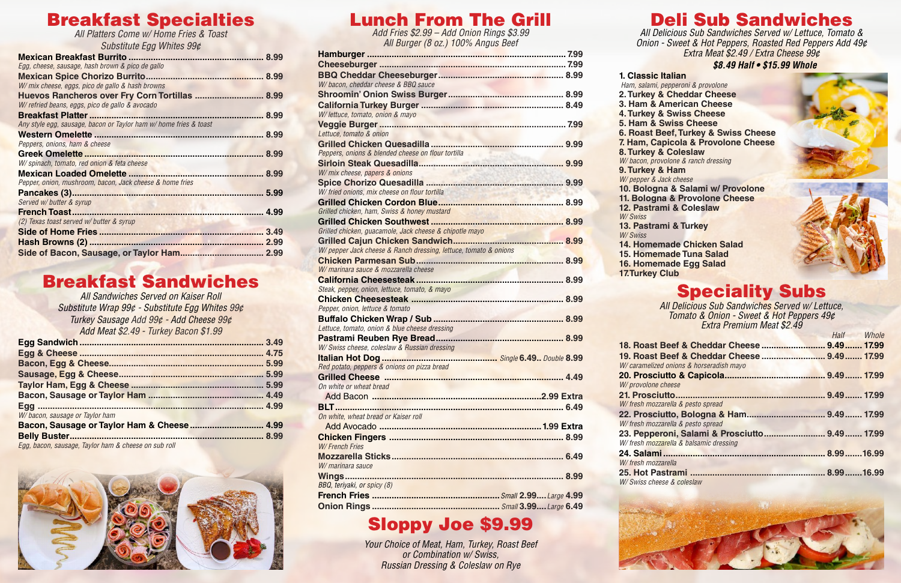# Breakfast Specialties

*All Platters Come w/ Home Fries & Toast*
*Substitute Egg Whites 99¢*

**Mexican Breakfast Burrito** ........ 8.99
*Egg, cheese, sausage, hash brown & pico de gallo*

**Mexican Spice Chorizo Burrito** ........ 8.99
*W/ mix cheese, eggs, pico de gallo & hash browns*

**Huevos Rancheros over Fry Corn Tortillas** ........ 8.99
*W/ refried beans, eggs, pico de gallo & avocado*

**Breakfast Platter** ........ 8.99
*Any style egg, sausage, bacon or Taylor ham w/ home fries & toast*

**Western Omelette** ........ 8.99
*Peppers, onions, ham & cheese*

**Greek Omelette** ........ 8.99
*W/ spinach, tomato, red onion & feta cheese*

**Mexican Loaded Omelette** ........ 8.99
*Pepper, onion, mushroom, bacon, Jack cheese & home fries*

**Pancakes (3)** ........ 5.99
*Served w/ butter & syrup*

**French Toast** ........ 4.99
*(2) Texas toast served w/ butter & syrup*

**Side of Home Fries** ........ 3.49

**Hash Browns (2)** ........ 2.99

**Side of Bacon, Sausage, or Taylor Ham** ........ 2.99

# Breakfast Sandwiches

*All Sandwiches Served on Kaiser Roll*
*Substitute Wrap 99¢ - Substitute Egg Whites 99¢*
*Turkey Sausage Add 99¢ - Add Cheese 99¢*
*Add Meat $2.49 - Turkey Bacon $1.99*

**Egg Sandwich** ........ 3.49

**Egg & Cheese** ........ 4.75

**Bacon, Egg & Cheese** ........ 5.99

**Sausage, Egg & Cheese** ........ 5.99

**Taylor Ham, Egg & Cheese** ........ 5.99

**Bacon, Sausage or Taylor Ham** ........ 4.49

**Egg** ........ 4.99
*W/ bacon, sausage or Taylor ham*

**Bacon, Sausage or Taylor Ham & Cheese** ........ 4.99

**Belly Buster** ........ 8.99
*Egg, bacon, sausage, Taylor ham & cheese on sub roll*

# Lunch From The Grill

*Add Fries $2.99 – Add Onion Rings $3.99*
*All Burger (8 oz.) 100% Angus Beef*

**Hamburger** ........ 7.99

**Cheeseburger** ........ 7.99

**BBQ Cheddar Cheeseburger** ........ 8.99
*W/ bacon, cheddar cheese & BBQ sauce*

**Shroomin' Onion Swiss Burger** ........ 8.99

**California Turkey Burger** ........ 8.49
*W/ lettuce, tomato, onion & mayo*

**Veggie Burger** ........ 7.99
*Lettuce, tomato & onion*

**Grilled Chicken Quesadilla** ........ 9.99
*Peppers, onions & blended cheese on flour tortilla*

**Sirloin Steak Quesadilla** ........ 9.99
*W/ mix cheese, papers & onions*

**Spice Chorizo Quesadilla** ........ 9.99
*W/ fried onions, mix cheese on flour tortilla*

**Grilled Chicken Cordon Blue** ........ 8.99
*Grilled chicken, ham, Swiss & honey mustard*

**Grilled Chicken Southwest** ........ 8.99
*Grilled chicken, guacamole, Jack cheese & chipotle mayo*

**Grilled Cajun Chicken Sandwich** ........ 8.99
*W/ pepper Jack cheese & Ranch dressing, lettuce, tomato & onions*

**Chicken Parmesan Sub** ........ 8.99
*W/ marinara sauce & mozzarella cheese*

**California Cheesesteak** ........ 8.99
*Steak, pepper, onion, lettuce, tomato, & mayo*

**Chicken Cheesesteak** ........ 8.99
*Pepper, onion, lettuce & tomato*

**Buffalo Chicken Wrap / Sub** ........ 8.99
*Lettuce, tomato, onion & blue cheese dressing*

**Pastrami Reuben Rye Bread** ........ 8.99
*W/ Swiss cheese, coleslaw & Russian dressing*

**Italian Hot Dog** ........ *Single* 6.49.. *Double* 8.99
*Red potato, peppers & onions on pizza bread*

**Grilled Cheese** ........ 4.49
*On white or wheat bread*

Add Bacon ........ 2.99 Extra

**BLT** ........ 6.49
*On white, wheat bread or Kaiser roll*

Add Avocado ........ 1.99 Extra

**Chicken Fingers** ........ 8.99
*W/ French Fries*

**Mozzarella Sticks** ........ 6.49
*W/ marinara sauce*

**Wings** ........ 8.99
*BBQ, teriyaki, or spicy (8)*

**French Fries** ........ *Small* 2.99.... *Large* 4.99

**Onion Rings** ........ *Small* 3.99.... *Large* 6.49

# Sloppy Joe $9.99

*Your Choice of Meat, Ham, Turkey, Roast Beef or Combination w/ Swiss, Russian Dressing & Coleslaw on Rye*

# Deli Sub Sandwiches

*All Delicious Sub Sandwiches Served w/ Lettuce, Tomato & Onion - Sweet & Hot Peppers, Roasted Red Peppers Add 49¢*
*Extra Meat $2.49 / Extra Cheese 99¢*
***$8.49 Half • $15.99 Whole***

1. **Classic Italian**
   *Ham, salami, pepperoni & provolone*
2. **Turkey & Cheddar Cheese**
3. **Ham & American Cheese**
4. **Turkey & Swiss Cheese**
5. **Ham & Swiss Cheese**
6. **Roast Beef, Turkey & Swiss Cheese**
7. **Ham, Capicola & Provolone Cheese**
8. **Turkey & Coleslaw**
   *W/ bacon, provolone & ranch dressing*
9. **Turkey & Ham**
   *W/ pepper & Jack cheese*
10. **Bologna & Salami w/ Provolone**
11. **Bologna & Provolone Cheese**
12. **Pastrami & Coleslaw**
    *W/ Swiss*
13. **Pastrami & Turkey**
    *W/ Swiss*
14. **Homemade Chicken Salad**
15. **Homemade Tuna Salad**
16. **Homemade Egg Salad**
17. **Turkey Club**

# Speciality Subs

*All Delicious Sub Sandwiches Served w/ Lettuce, Tomato & Onion - Sweet & Hot Peppers 49¢*
*Extra Premium Meat $2.49*

| | Half | Whole |
|---|---|---|
| **18. Roast Beef & Cheddar Cheese** | 9.49 | 17.99 |
| **19. Roast Beef & Cheddar Cheese** *W/ caramelized onions & horseradish mayo* | 9.49 | 17.99 |
| **20. Prosciutto & Capicola** *W/ provolone cheese* | 9.49 | 17.99 |
| **21. Prosciutto** *W/ fresh mozzarella & pesto spread* | 9.49 | 17.99 |
| **22. Prosciutto, Bologna & Ham** *W/ fresh mozzarella & pesto spread* | 9.49 | 17.99 |
| **23. Pepperoni, Salami & Prosciutto** *W/ fresh mozzarella & balsamic dressing* | 9.49 | 17.99 |
| **24. Salami** *W/ fresh mozzarella* | 8.99 | 16.99 |
| **25. Hot Pastrami** *W/ Swiss cheese & coleslaw* | 8.99 | 16.99 |